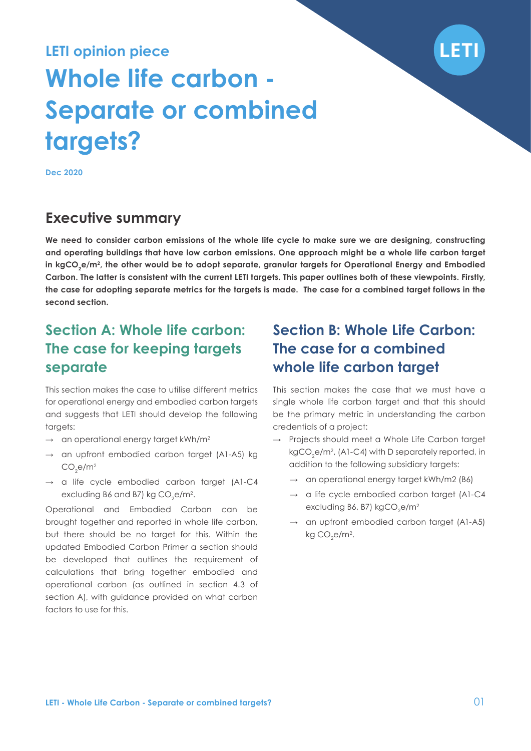LETI opinion piece

# Whole life carbon - Separate or combined targets?

Dec 2020

## Executive summary

**We need to consider carbon emissions of the whole life cycle to make sure we are designing, constructing and operating buildings that have low carbon emissions. One approach might be a whole life carbon target in kg$CO_2$e/m², the other would be to adopt separate, granular targets for Operational Energy and Embodied Carbon. The latter is consistent with the current LETI targets. This paper outlines both of these viewpoints. Firstly, the case for adopting separate metrics for the targets is made. The case for a combined target follows in the second section.**

## Section A: Whole life carbon: The case for keeping targets separate

This section makes the case to utilise different metrics for operational energy and embodied carbon targets and suggests that LETI should develop the following targets:

- → an operational energy target kWh/m²
- → an upfront embodied carbon target (A1-A5) kg $CO_2$e/m²
- → a life cycle embodied carbon target (A1-C4 excluding B6 and B7) kg $CO_2$e/m².

Operational and Embodied Carbon can be brought together and reported in whole life carbon, but there should be no target for this. Within the updated Embodied Carbon Primer a section should be developed that outlines the requirement of calculations that bring together embodied and operational carbon (as outlined in section 4.3 of section A), with guidance provided on what carbon factors to use for this.

## Section B: Whole Life Carbon: The case for a combined whole life carbon target

This section makes the case that we must have a single whole life carbon target and that this should be the primary metric in understanding the carbon credentials of a project:

- → Projects should meet a Whole Life Carbon target kg$CO_2$e/m², (A1-C4) with D separately reported, in addition to the following subsidiary targets:
    - → an operational target kWh/m2 (B6)
    - → a life cycle embodied carbon target (A1-C4 excluding B6, B7) kg$CO_2$e/m²
    - → an upfront embodied carbon target (A1-A5) kg $CO_2$e/m².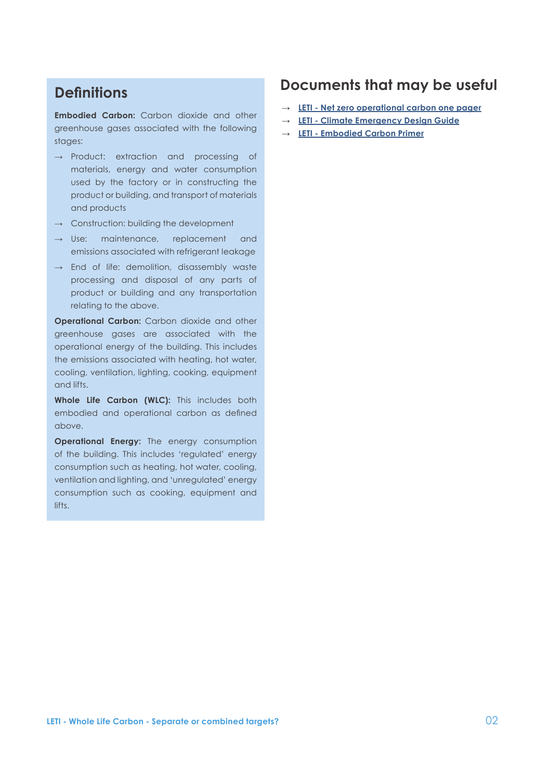## Definitions

**Embodied Carbon:** Carbon dioxide and other greenhouse gases associated with the following stages:

- → Product: extraction and processing of materials, energy and water consumption used by the factory or in constructing the product or building, and transport of materials and products
- → Construction: building the development
- → Use: maintenance, replacement and emissions associated with refrigerant leakage
- → End of life: demolition, disassembly waste processing and disposal of any parts of product or building and any transportation relating to the above.

**Operational Carbon:** Carbon dioxide and other greenhouse gases are associated with the operational energy of the building. This includes the emissions associated with heating, hot water, cooling, ventilation, lighting, cooking, equipment and lifts.

**Whole Life Carbon (WLC):** This includes both embodied and operational carbon as defined above.

**Operational Energy:** The energy consumption of the building. This includes 'regulated' energy consumption such as heating, hot water, cooling, ventilation and lighting, and 'unregulated' energy consumption such as cooking, equipment and lifts.

## Documents that may be useful

- → **LETI - Net zero operational carbon one pager**
- → **LETI - Climate Emergency Design Guide**
- → **LETI - Embodied Carbon Primer**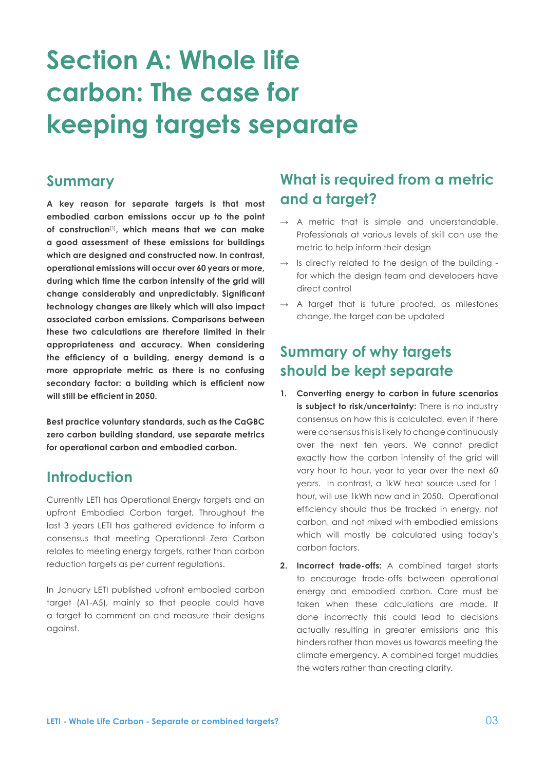# Section A: Whole life carbon: The case for keeping targets separate

## Summary

**A key reason for separate targets is that most embodied carbon emissions occur up to the point of construction[1], which means that we can make a good assessment of these emissions for buildings which are designed and constructed now. In contrast, operational emissions will occur over 60 years or more, during which time the carbon intensity of the grid will change considerably and unpredictably. Significant technology changes are likely which will also impact associated carbon emissions. Comparisons between these two calculations are therefore limited in their appropriateness and accuracy. When considering the efficiency of a building, energy demand is a more appropriate metric as there is no confusing secondary factor: a building which is efficient now will still be efficient in 2050.**

**Best practice voluntary standards, such as the CaGBC zero carbon building standard, use separate metrics for operational carbon and embodied carbon.**

## Introduction

Currently LETI has Operational Energy targets and an upfront Embodied Carbon target. Throughout the last 3 years LETI has gathered evidence to inform a consensus that meeting Operational Zero Carbon relates to meeting energy targets, rather than carbon reduction targets as per current regulations.

In January LETI published upfront embodied carbon target (A1-A5), mainly so that people could have a target to comment on and measure their designs against.

## What is required from a metric and a target?

- → A metric that is simple and understandable. Professionals at various levels of skill can use the metric to help inform their design
- → Is directly related to the design of the building - for which the design team and developers have direct control
- → A target that is future proofed, as milestones change, the target can be updated

## Summary of why targets should be kept separate

1. **Converting energy to carbon in future scenarios is subject to risk/uncertainty:** There is no industry consensus on how this is calculated, even if there were consensus this is likely to change continuously over the next ten years. We cannot predict exactly how the carbon intensity of the grid will vary hour to hour, year to year over the next 60 years. In contrast, a 1kW heat source used for 1 hour, will use 1kWh now and in 2050. Operational efficiency should thus be tracked in energy, not carbon, and not mixed with embodied emissions which will mostly be calculated using today's carbon factors.
2. **Incorrect trade-offs:** A combined target starts to encourage trade-offs between operational energy and embodied carbon. Care must be taken when these calculations are made. If done incorrectly this could lead to decisions actually resulting in greater emissions and this hinders rather than moves us towards meeting the climate emergency. A combined target muddies the waters rather than creating clarity.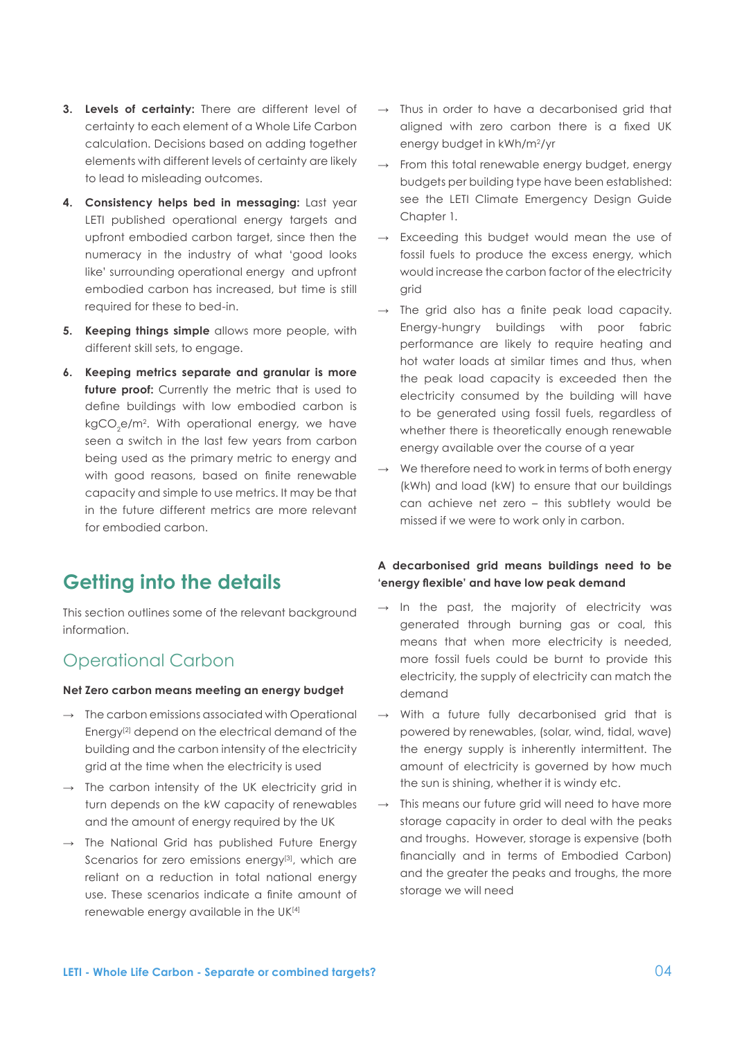3. **Levels of certainty:** There are different level of certainty to each element of a Whole Life Carbon calculation. Decisions based on adding together elements with different levels of certainty are likely to lead to misleading outcomes.

4. **Consistency helps bed in messaging:** Last year LETI published operational energy targets and upfront embodied carbon target, since then the numeracy in the industry of what 'good looks like' surrounding operational energy and upfront embodied carbon has increased, but time is still required for these to bed-in.

5. **Keeping things simple** allows more people, with different skill sets, to engage.

6. **Keeping metrics separate and granular is more future proof:** Currently the metric that is used to define buildings with low embodied carbon is kg$CO_2$e/m$^2$. With operational energy, we have seen a switch in the last few years from carbon being used as the primary metric to energy and with good reasons, based on finite renewable capacity and simple to use metrics. It may be that in the future different metrics are more relevant for embodied carbon.

# Getting into the details

This section outlines some of the relevant background information.

## Operational Carbon

**Net Zero carbon means meeting an energy budget**

→ The carbon emissions associated with Operational Energy[2] depend on the electrical demand of the building and the carbon intensity of the electricity grid at the time when the electricity is used

→ The carbon intensity of the UK electricity grid in turn depends on the kW capacity of renewables and the amount of energy required by the UK

→ The National Grid has published Future Energy Scenarios for zero emissions energy[3], which are reliant on a reduction in total national energy use. These scenarios indicate a finite amount of renewable energy available in the UK[4]

→ Thus in order to have a decarbonised grid that aligned with zero carbon there is a fixed UK energy budget in kWh/m$^2$/yr

→ From this total renewable energy budget, energy budgets per building type have been established: see the LETI Climate Emergency Design Guide Chapter 1.

→ Exceeding this budget would mean the use of fossil fuels to produce the excess energy, which would increase the carbon factor of the electricity grid

→ The grid also has a finite peak load capacity. Energy-hungry buildings with poor fabric performance are likely to require heating and hot water loads at similar times and thus, when the peak load capacity is exceeded then the electricity consumed by the building will have to be generated using fossil fuels, regardless of whether there is theoretically enough renewable energy available over the course of a year

→ We therefore need to work in terms of both energy (kWh) and load (kW) to ensure that our buildings can achieve net zero – this subtlety would be missed if we were to work only in carbon.

**A decarbonised grid means buildings need to be 'energy flexible' and have low peak demand**

→ In the past, the majority of electricity was generated through burning gas or coal, this means that when more electricity is needed, more fossil fuels could be burnt to provide this electricity, the supply of electricity can match the demand

→ With a future fully decarbonised grid that is powered by renewables, (solar, wind, tidal, wave) the energy supply is inherently intermittent. The amount of electricity is governed by how much the sun is shining, whether it is windy etc.

→ This means our future grid will need to have more storage capacity in order to deal with the peaks and troughs. However, storage is expensive (both financially and in terms of Embodied Carbon) and the greater the peaks and troughs, the more storage we will need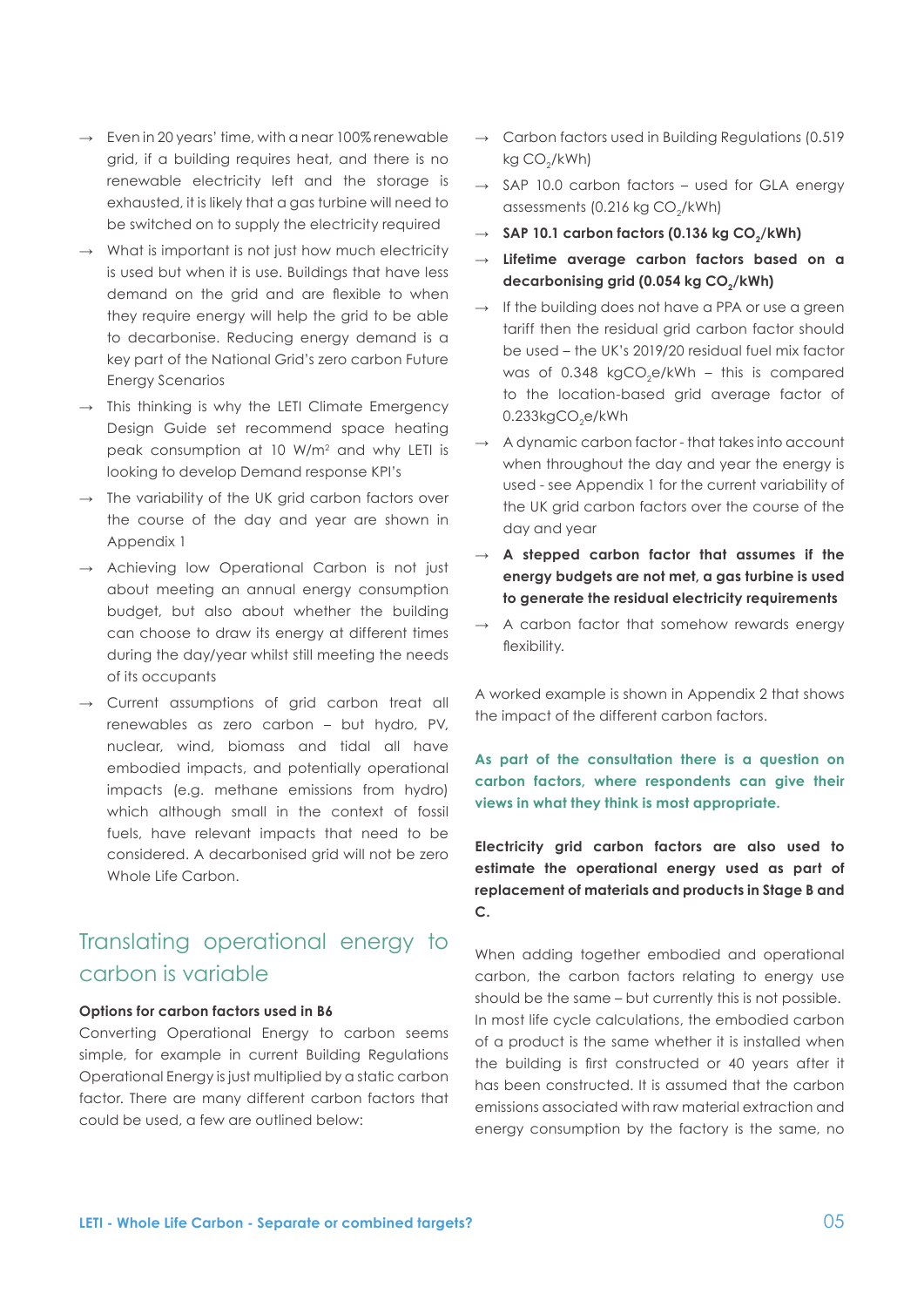- → Even in 20 years' time, with a near 100% renewable grid, if a building requires heat, and there is no renewable electricity left and the storage is exhausted, it is likely that a gas turbine will need to be switched on to supply the electricity required
- → What is important is not just how much electricity is used but when it is use. Buildings that have less demand on the grid and are flexible to when they require energy will help the grid to be able to decarbonise. Reducing energy demand is a key part of the National Grid's zero carbon Future Energy Scenarios
- → This thinking is why the LETI Climate Emergency Design Guide set recommend space heating peak consumption at 10 W/m[2] and why LETI is looking to develop Demand response KPI's
- → The variability of the UK grid carbon factors over the course of the day and year are shown in Appendix 1
- → Achieving low Operational Carbon is not just about meeting an annual energy consumption budget, but also about whether the building can choose to draw its energy at different times during the day/year whilst still meeting the needs of its occupants
- → Current assumptions of grid carbon treat all renewables as zero carbon – but hydro, PV, nuclear, wind, biomass and tidal all have embodied impacts, and potentially operational impacts (e.g. methane emissions from hydro) which although small in the context of fossil fuels, have relevant impacts that need to be considered. A decarbonised grid will not be zero Whole Life Carbon.

## Translating operational energy to carbon is variable

**Options for carbon factors used in B6**

Converting Operational Energy to carbon seems simple, for example in current Building Regulations Operational Energy is just multiplied by a static carbon factor. There are many different carbon factors that could be used, a few are outlined below:

- → Carbon factors used in Building Regulations (0.519 kg $CO_2$/kWh)
- → SAP 10.0 carbon factors – used for GLA energy assessments (0.216 kg $CO_2$/kWh)
- → **SAP 10.1 carbon factors (0.136 kg $CO_2$/kWh)**
- → **Lifetime average carbon factors based on a decarbonising grid (0.054 kg $CO_2$/kWh)**
- → If the building does not have a PPA or use a green tariff then the residual grid carbon factor should be used – the UK's 2019/20 residual fuel mix factor was of 0.348 kg$CO_2$e/kWh – this is compared to the location-based grid average factor of 0.233kg$CO_2$e/kWh
- → A dynamic carbon factor - that takes into account when throughout the day and year the energy is used - see Appendix 1 for the current variability of the UK grid carbon factors over the course of the day and year
- → **A stepped carbon factor that assumes if the energy budgets are not met, a gas turbine is used to generate the residual electricity requirements**
- → A carbon factor that somehow rewards energy flexibility.

A worked example is shown in Appendix 2 that shows the impact of the different carbon factors.

**As part of the consultation there is a question on carbon factors, where respondents can give their views in what they think is most appropriate.**

**Electricity grid carbon factors are also used to estimate the operational energy used as part of replacement of materials and products in Stage B and C.**

When adding together embodied and operational carbon, the carbon factors relating to energy use should be the same – but currently this is not possible. In most life cycle calculations, the embodied carbon of a product is the same whether it is installed when the building is first constructed or 40 years after it has been constructed. It is assumed that the carbon emissions associated with raw material extraction and energy consumption by the factory is the same, no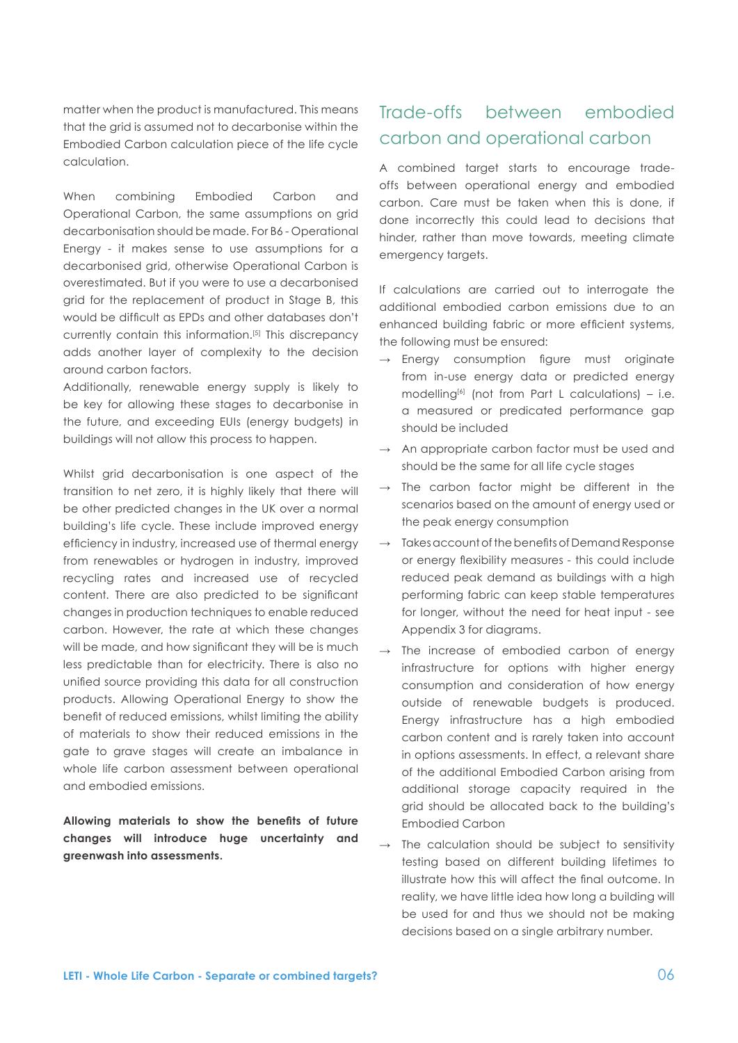matter when the product is manufactured. This means that the grid is assumed not to decarbonise within the Embodied Carbon calculation piece of the life cycle calculation.

When combining Embodied Carbon and Operational Carbon, the same assumptions on grid decarbonisation should be made. For B6 - Operational Energy - it makes sense to use assumptions for a decarbonised grid, otherwise Operational Carbon is overestimated. But if you were to use a decarbonised grid for the replacement of product in Stage B, this would be difficult as EPDs and other databases don't currently contain this information.[5] This discrepancy adds another layer of complexity to the decision around carbon factors.

Additionally, renewable energy supply is likely to be key for allowing these stages to decarbonise in the future, and exceeding EUIs (energy budgets) in buildings will not allow this process to happen.

Whilst grid decarbonisation is one aspect of the transition to net zero, it is highly likely that there will be other predicted changes in the UK over a normal building's life cycle. These include improved energy efficiency in industry, increased use of thermal energy from renewables or hydrogen in industry, improved recycling rates and increased use of recycled content. There are also predicted to be significant changes in production techniques to enable reduced carbon. However, the rate at which these changes will be made, and how significant they will be is much less predictable than for electricity. There is also no unified source providing this data for all construction products. Allowing Operational Energy to show the benefit of reduced emissions, whilst limiting the ability of materials to show their reduced emissions in the gate to grave stages will create an imbalance in whole life carbon assessment between operational and embodied emissions.

**Allowing materials to show the benefits of future changes will introduce huge uncertainty and greenwash into assessments.**

## Trade-offs between embodied carbon and operational carbon

A combined target starts to encourage trade-offs between operational energy and embodied carbon. Care must be taken when this is done, if done incorrectly this could lead to decisions that hinder, rather than move towards, meeting climate emergency targets.

If calculations are carried out to interrogate the additional embodied carbon emissions due to an enhanced building fabric or more efficient systems, the following must be ensured:

- → Energy consumption figure must originate from in-use energy data or predicted energy modelling[6] (not from Part L calculations) – i.e. a measured or predicated performance gap should be included
- → An appropriate carbon factor must be used and should be the same for all life cycle stages
- → The carbon factor might be different in the scenarios based on the amount of energy used or the peak energy consumption
- → Takes account of the benefits of Demand Response or energy flexibility measures - this could include reduced peak demand as buildings with a high performing fabric can keep stable temperatures for longer, without the need for heat input - see Appendix 3 for diagrams.
- → The increase of embodied carbon of energy infrastructure for options with higher energy consumption and consideration of how energy outside of renewable budgets is produced. Energy infrastructure has a high embodied carbon content and is rarely taken into account in options assessments. In effect, a relevant share of the additional Embodied Carbon arising from additional storage capacity required in the grid should be allocated back to the building's Embodied Carbon
- → The calculation should be subject to sensitivity testing based on different building lifetimes to illustrate how this will affect the final outcome. In reality, we have little idea how long a building will be used for and thus we should not be making decisions based on a single arbitrary number.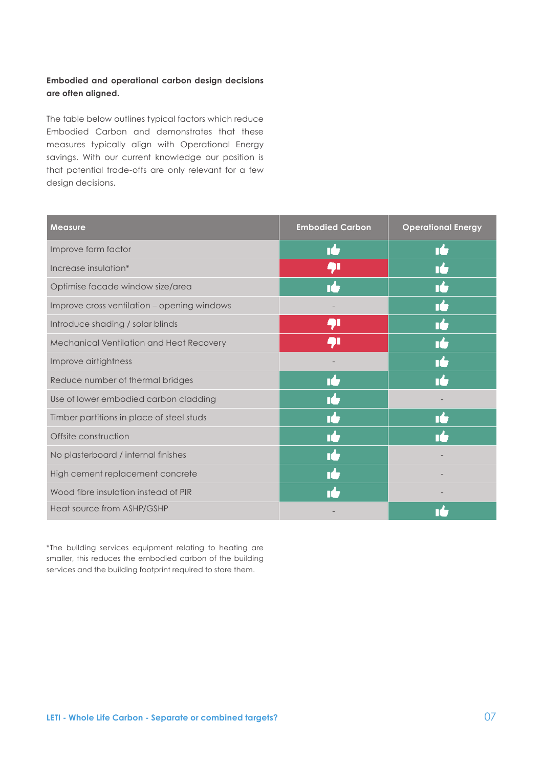**Embodied and operational carbon design decisions are often aligned.**

The table below outlines typical factors which reduce Embodied Carbon and demonstrates that these measures typically align with Operational Energy savings. With our current knowledge our position is that potential trade-offs are only relevant for a few design decisions.

| Measure | Embodied Carbon | Operational Energy |
|---|---|---|
| Improve form factor | 👍 | 👍 |
| Increase insulation* | 👎 | 👍 |
| Optimise facade window size/area | 👍 | 👍 |
| Improve cross ventilation – opening windows | - | 👍 |
| Introduce shading / solar blinds | 👎 | 👍 |
| Mechanical Ventilation and Heat Recovery | 👎 | 👍 |
| Improve airtightness | - | 👍 |
| Reduce number of thermal bridges | 👍 | 👍 |
| Use of lower embodied carbon cladding | 👍 | - |
| Timber partitions in place of steel studs | 👍 | 👍 |
| Offsite construction | 👍 | 👍 |
| No plasterboard / internal finishes | 👍 | - |
| High cement replacement concrete | 👍 | - |
| Wood fibre insulation instead of PIR | 👍 | - |
| Heat source from ASHP/GSHP | - | 👍 |

*The building services equipment relating to heating are smaller, this reduces the embodied carbon of the building services and the building footprint required to store them.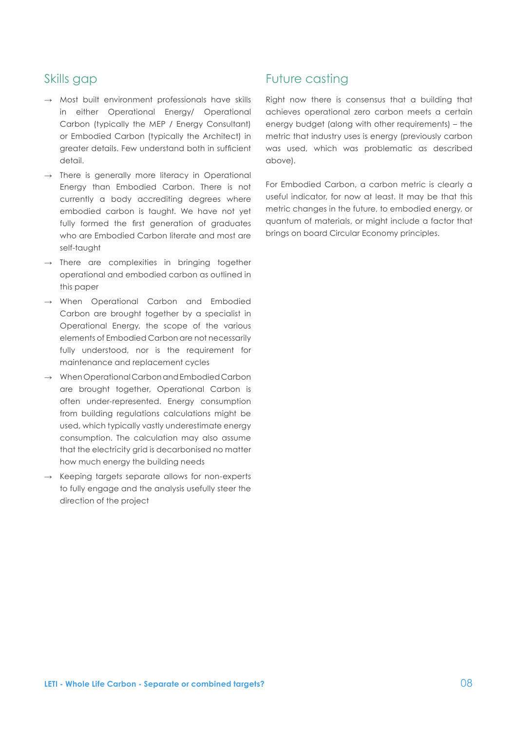## Skills gap

- Most built environment professionals have skills in either Operational Energy/ Operational Carbon (typically the MEP / Energy Consultant) or Embodied Carbon (typically the Architect) in greater details. Few understand both in sufficient detail.
- There is generally more literacy in Operational Energy than Embodied Carbon. There is not currently a body accrediting degrees where embodied carbon is taught. We have not yet fully formed the first generation of graduates who are Embodied Carbon literate and most are self-taught
- There are complexities in bringing together operational and embodied carbon as outlined in this paper
- When Operational Carbon and Embodied Carbon are brought together by a specialist in Operational Energy, the scope of the various elements of Embodied Carbon are not necessarily fully understood, nor is the requirement for maintenance and replacement cycles
- When Operational Carbon and Embodied Carbon are brought together, Operational Carbon is often under-represented. Energy consumption from building regulations calculations might be used, which typically vastly underestimate energy consumption. The calculation may also assume that the electricity grid is decarbonised no matter how much energy the building needs
- Keeping targets separate allows for non-experts to fully engage and the analysis usefully steer the direction of the project

## Future casting

Right now there is consensus that a building that achieves operational zero carbon meets a certain energy budget (along with other requirements) – the metric that industry uses is energy (previously carbon was used, which was problematic as described above).

For Embodied Carbon, a carbon metric is clearly a useful indicator, for now at least. It may be that this metric changes in the future, to embodied energy, or quantum of materials, or might include a factor that brings on board Circular Economy principles.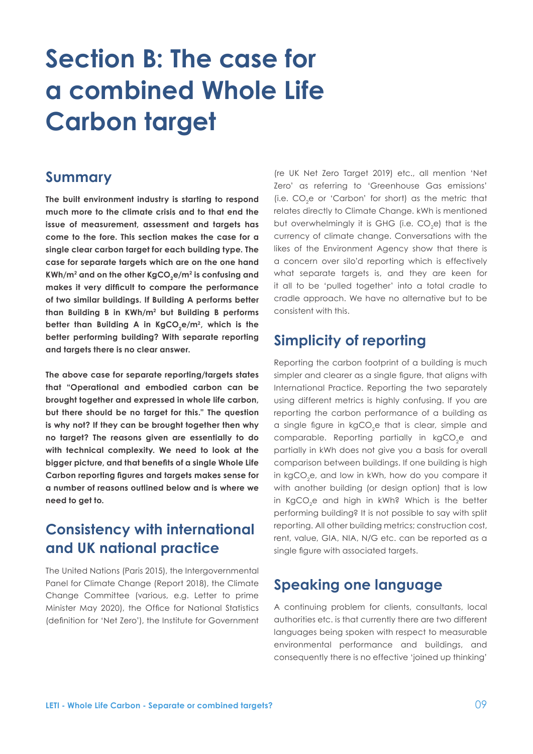# Section B: The case for a combined Whole Life Carbon target

## Summary

**The built environment industry is starting to respond much more to the climate crisis and to that end the issue of measurement, assessment and targets has come to the fore. This section makes the case for a single clear carbon target for each building type. The case for separate targets which are on the one hand KWh/m² and on the other $KgCO_2e/m^2$ is confusing and makes it very difficult to compare the performance of two similar buildings. If Building A performs better than Building B in KWh/m² but Building B performs better than Building A in $KgCO_2e/m^2$, which is the better performing building? With separate reporting and targets there is no clear answer.**

**The above case for separate reporting/targets states that "Operational and embodied carbon can be brought together and expressed in whole life carbon, but there should be no target for this." The question is why not? If they can be brought together then why no target? The reasons given are essentially to do with technical complexity. We need to look at the bigger picture, and that benefits of a single Whole Life Carbon reporting figures and targets makes sense for a number of reasons outlined below and is where we need to get to.**

## Consistency with international and UK national practice

The United Nations (Paris 2015), the Intergovernmental Panel for Climate Change (Report 2018), the Climate Change Committee (various, e.g. Letter to prime Minister May 2020), the Office for National Statistics (definition for 'Net Zero'), the Institute for Government (re UK Net Zero Target 2019) etc., all mention 'Net Zero' as referring to 'Greenhouse Gas emissions' (i.e. $CO_2e$ or 'Carbon' for short) as the metric that relates directly to Climate Change. kWh is mentioned but overwhelmingly it is GHG (i.e. $CO_2e$) that is the currency of climate change. Conversations with the likes of the Environment Agency show that there is a concern over silo'd reporting which is effectively what separate targets is, and they are keen for it all to be 'pulled together' into a total cradle to cradle approach. We have no alternative but to be consistent with this.

## Simplicity of reporting

Reporting the carbon footprint of a building is much simpler and clearer as a single figure, that aligns with International Practice. Reporting the two separately using different metrics is highly confusing. If you are reporting the carbon performance of a building as a single figure in $kgCO_2e$ that is clear, simple and comparable. Reporting partially in $kgCO_2e$ and partially in kWh does not give you a basis for overall comparison between buildings. If one building is high in $kgCO_2e$, and low in kWh, how do you compare it with another building (or design option) that is low in $KgCO_2e$ and high in kWh? Which is the better performing building? It is not possible to say with split reporting. All other building metrics; construction cost, rent, value, GIA, NIA, N/G etc. can be reported as a single figure with associated targets.

## Speaking one language

A continuing problem for clients, consultants, local authorities etc. is that currently there are two different languages being spoken with respect to measurable environmental performance and buildings, and consequently there is no effective 'joined up thinking'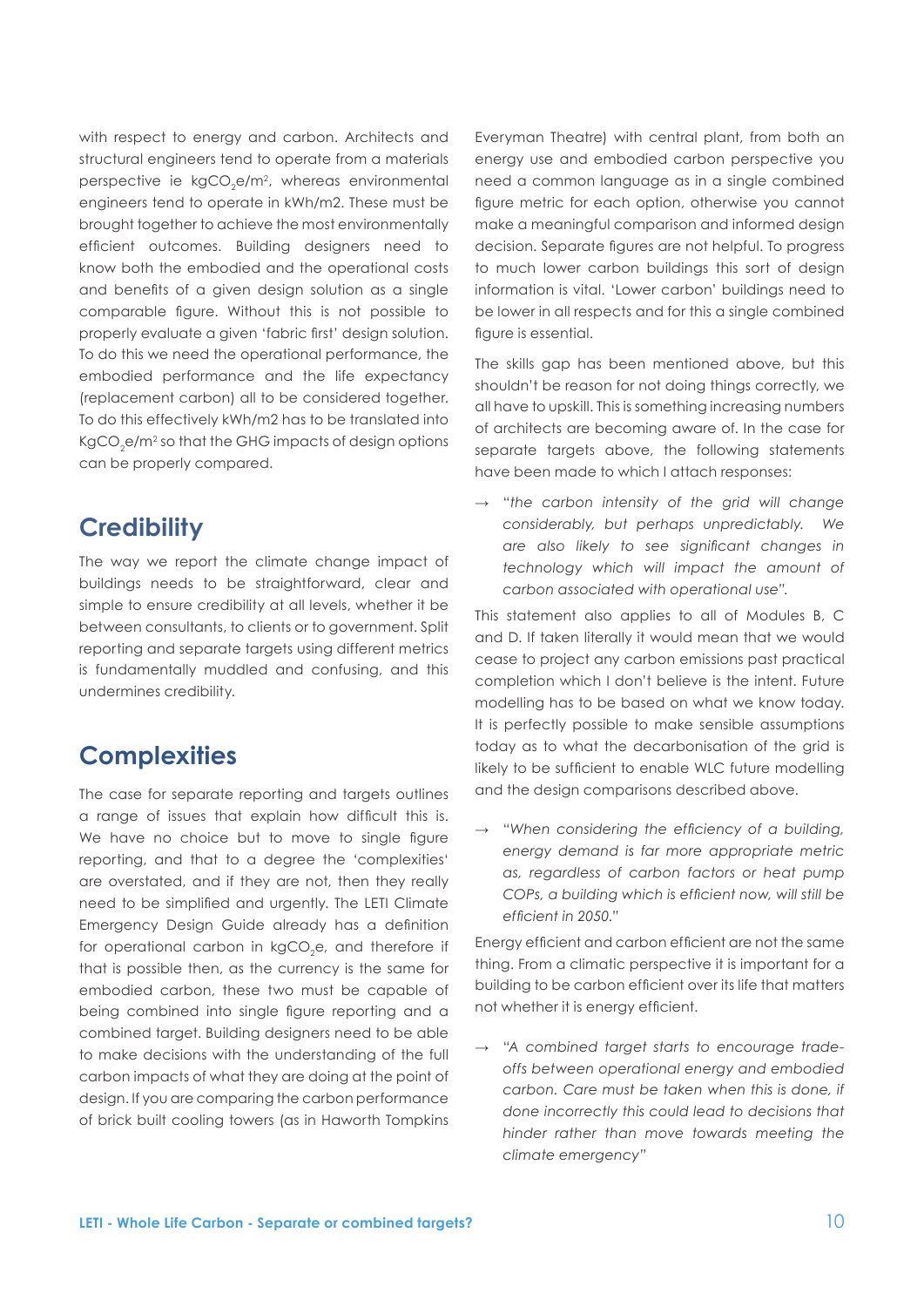with respect to energy and carbon. Architects and structural engineers tend to operate from a materials perspective ie $kgCO_2e/m^2$, whereas environmental engineers tend to operate in kWh/m2. These must be brought together to achieve the most environmentally efficient outcomes. Building designers need to know both the embodied and the operational costs and benefits of a given design solution as a single comparable figure. Without this is not possible to properly evaluate a given 'fabric first' design solution. To do this we need the operational performance, the embodied performance and the life expectancy (replacement carbon) all to be considered together. To do this effectively kWh/m2 has to be translated into $KgCO_2e/m^2$ so that the GHG impacts of design options can be properly compared.

## Credibility

The way we report the climate change impact of buildings needs to be straightforward, clear and simple to ensure credibility at all levels, whether it be between consultants, to clients or to government. Split reporting and separate targets using different metrics is fundamentally muddled and confusing, and this undermines credibility.

## Complexities

The case for separate reporting and targets outlines a range of issues that explain how difficult this is. We have no choice but to move to single figure reporting, and that to a degree the 'complexities' are overstated, and if they are not, then they really need to be simplified and urgently. The LETI Climate Emergency Design Guide already has a definition for operational carbon in $kgCO_2e$, and therefore if that is possible then, as the currency is the same for embodied carbon, these two must be capable of being combined into single figure reporting and a combined target. Building designers need to be able to make decisions with the understanding of the full carbon impacts of what they are doing at the point of design. If you are comparing the carbon performance of brick built cooling towers (as in Haworth Tompkins Everyman Theatre) with central plant, from both an energy use and embodied carbon perspective you need a common language as in a single combined figure metric for each option, otherwise you cannot make a meaningful comparison and informed design decision. Separate figures are not helpful. To progress to much lower carbon buildings this sort of design information is vital. 'Lower carbon' buildings need to be lower in all respects and for this a single combined figure is essential.

The skills gap has been mentioned above, but this shouldn't be reason for not doing things correctly, we all have to upskill. This is something increasing numbers of architects are becoming aware of. In the case for separate targets above, the following statements have been made to which I attach responses:

→ *"the carbon intensity of the grid will change considerably, but perhaps unpredictably. We are also likely to see significant changes in technology which will impact the amount of carbon associated with operational use".*

This statement also applies to all of Modules B, C and D. If taken literally it would mean that we would cease to project any carbon emissions past practical completion which I don't believe is the intent. Future modelling has to be based on what we know today. It is perfectly possible to make sensible assumptions today as to what the decarbonisation of the grid is likely to be sufficient to enable WLC future modelling and the design comparisons described above.

→ *"When considering the efficiency of a building, energy demand is far more appropriate metric as, regardless of carbon factors or heat pump COPs, a building which is efficient now, will still be efficient in 2050."*

Energy efficient and carbon efficient are not the same thing. From a climatic perspective it is important for a building to be carbon efficient over its life that matters not whether it is energy efficient.

→ *"A combined target starts to encourage trade-offs between operational energy and embodied carbon. Care must be taken when this is done, if done incorrectly this could lead to decisions that hinder rather than move towards meeting the climate emergency"*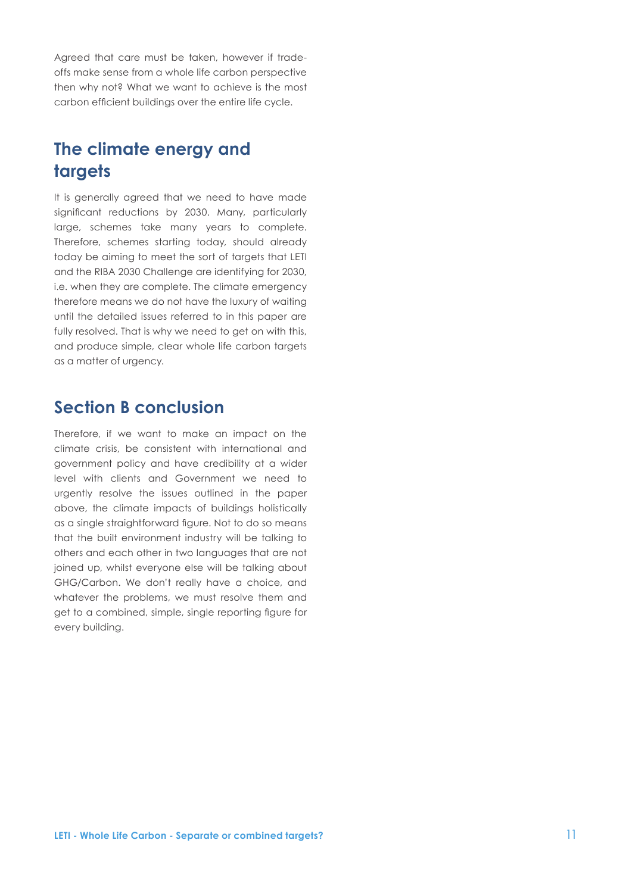Agreed that care must be taken, however if trade-offs make sense from a whole life carbon perspective then why not? What we want to achieve is the most carbon efficient buildings over the entire life cycle.

## The climate energy and targets

It is generally agreed that we need to have made significant reductions by 2030. Many, particularly large, schemes take many years to complete. Therefore, schemes starting today, should already today be aiming to meet the sort of targets that LETI and the RIBA 2030 Challenge are identifying for 2030, i.e. when they are complete. The climate emergency therefore means we do not have the luxury of waiting until the detailed issues referred to in this paper are fully resolved. That is why we need to get on with this, and produce simple, clear whole life carbon targets as a matter of urgency.

## Section B conclusion

Therefore, if we want to make an impact on the climate crisis, be consistent with international and government policy and have credibility at a wider level with clients and Government we need to urgently resolve the issues outlined in the paper above, the climate impacts of buildings holistically as a single straightforward figure. Not to do so means that the built environment industry will be talking to others and each other in two languages that are not joined up, whilst everyone else will be talking about GHG/Carbon. We don't really have a choice, and whatever the problems, we must resolve them and get to a combined, simple, single reporting figure for every building.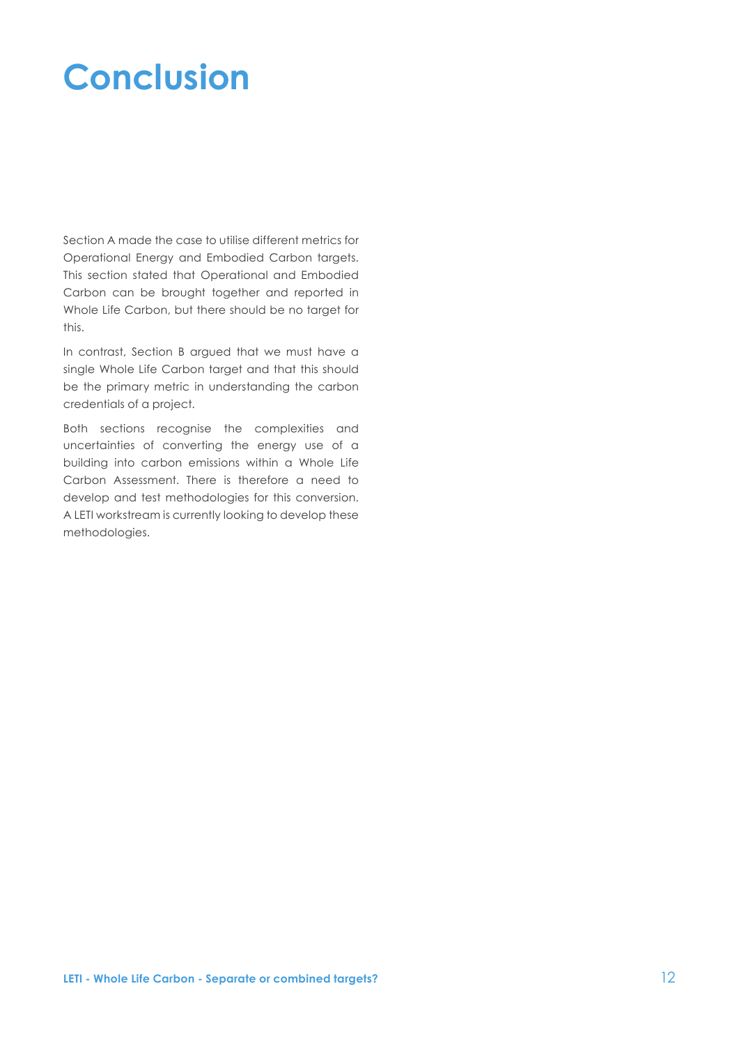# Conclusion

Section A made the case to utilise different metrics for Operational Energy and Embodied Carbon targets. This section stated that Operational and Embodied Carbon can be brought together and reported in Whole Life Carbon, but there should be no target for this.

In contrast, Section B argued that we must have a single Whole Life Carbon target and that this should be the primary metric in understanding the carbon credentials of a project.

Both sections recognise the complexities and uncertainties of converting the energy use of a building into carbon emissions within a Whole Life Carbon Assessment. There is therefore a need to develop and test methodologies for this conversion. A LETI workstream is currently looking to develop these methodologies.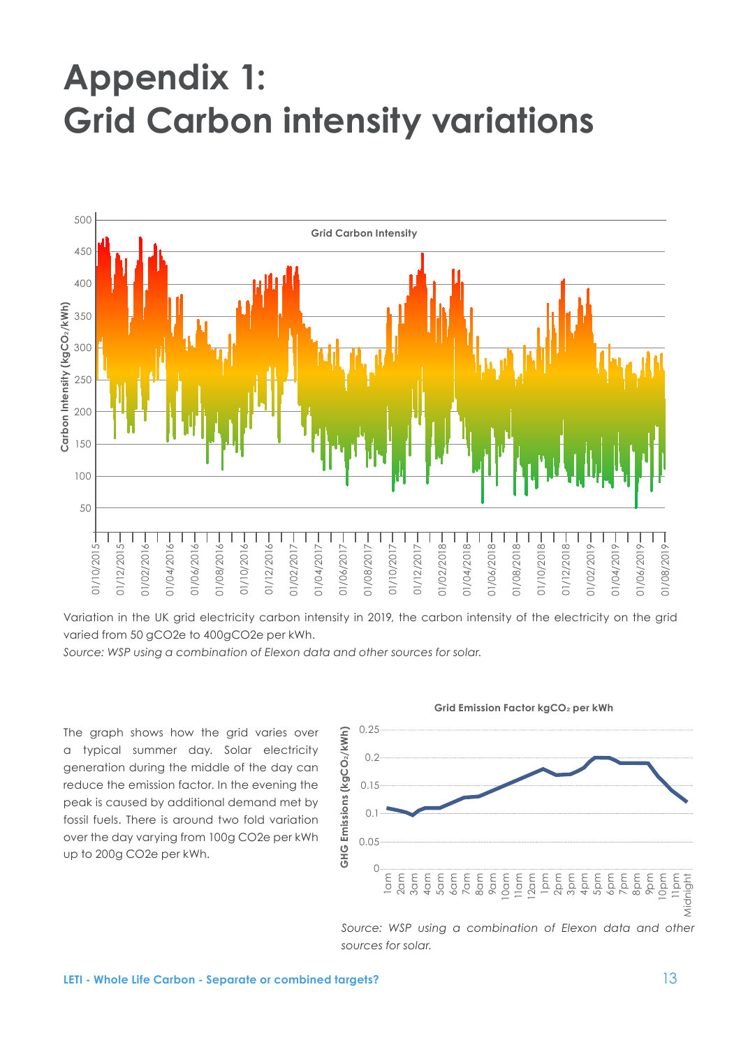# Appendix 1: Grid Carbon intensity variations

Variation in the UK grid electricity carbon intensity in 2019, the carbon intensity of the electricity on the grid varied from 50 gCO2e to 400gCO2e per kWh.

*Source: WSP using a combination of Elexon data and other sources for solar.*

The graph shows how the grid varies over a typical summer day. Solar electricity generation during the middle of the day can reduce the emission factor. In the evening the peak is caused by additional demand met by fossil fuels. There is around two fold variation over the day varying from 100g CO2e per kWh up to 200g CO2e per kWh.

*Source: WSP using a combination of Elexon data and other sources for solar.*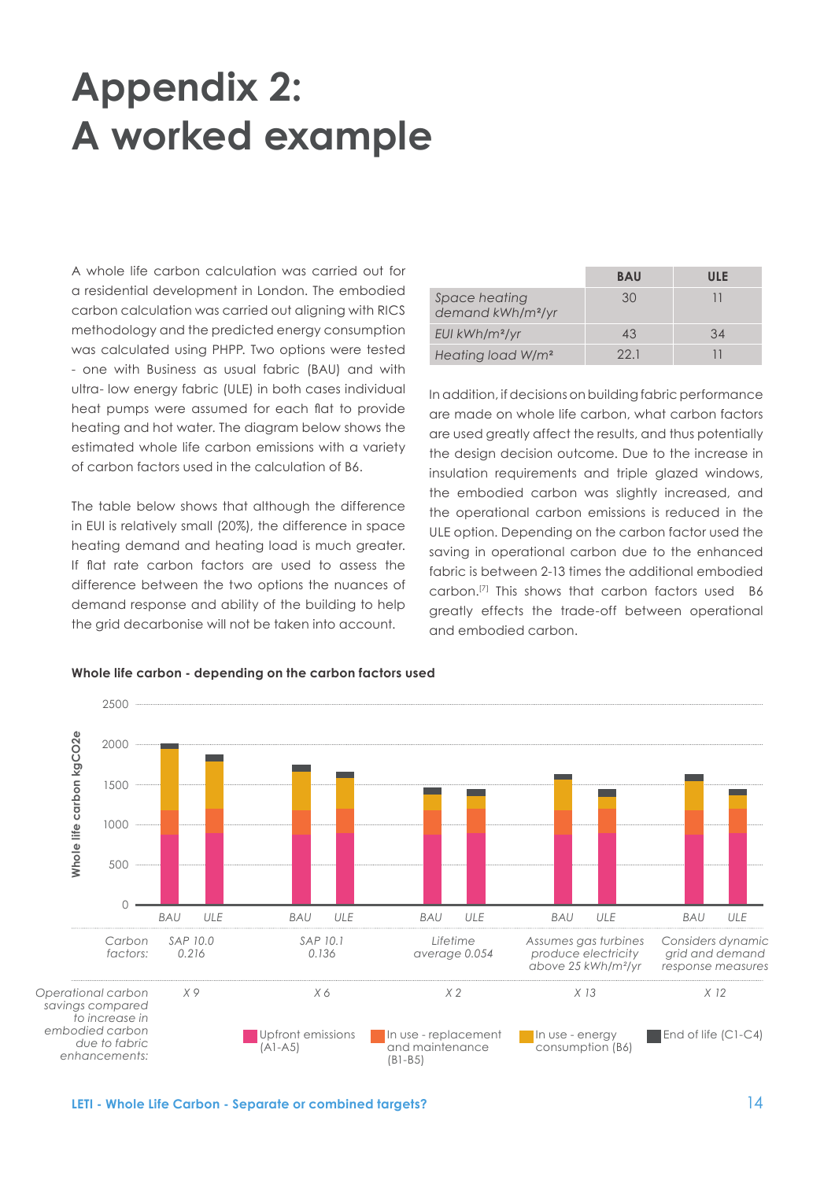# Appendix 2: A worked example

A whole life carbon calculation was carried out for a residential development in London. The embodied carbon calculation was carried out aligning with RICS methodology and the predicted energy consumption was calculated using PHPP. Two options were tested - one with Business as usual fabric (BAU) and with ultra- low energy fabric (ULE) in both cases individual heat pumps were assumed for each flat to provide heating and hot water. The diagram below shows the estimated whole life carbon emissions with a variety of carbon factors used in the calculation of B6.

The table below shows that although the difference in EUI is relatively small (20%), the difference in space heating demand and heating load is much greater. If flat rate carbon factors are used to assess the difference between the two options the nuances of demand response and ability of the building to help the grid decarbonise will not be taken into account.

| | BAU | ULE |
|---|---|---|
| *Space heating demand kWh/m²/yr* | 30 | 11 |
| *EUI kWh/m²/yr* | 43 | 34 |
| *Heating load W/m²* | 22.1 | 11 |

In addition, if decisions on building fabric performance are made on whole life carbon, what carbon factors are used greatly affect the results, and thus potentially the design decision outcome. Due to the increase in insulation requirements and triple glazed windows, the embodied carbon was slightly increased, and the operational carbon emissions is reduced in the ULE option. Depending on the carbon factor used the saving in operational carbon due to the enhanced fabric is between 2-13 times the additional embodied carbon.[7] This shows that carbon factors used B6 greatly effects the trade-off between operational and embodied carbon.

**Whole life carbon - depending on the carbon factors used**

| Carbon factors: | SAP 10.0 0.216 | SAP 10.1 0.136 | Lifetime average 0.054 | Assumes gas turbines produce electricity above 25 kWh/m²/yr | Considers dynamic grid and demand response measures |
|---|---|---|---|---|---|
| Operational carbon savings compared to increase in embodied carbon due to fabric enhancements: | X 9 | X 6 | X 2 | X 13 | X 12 |

Legend: Upfront emissions (A1-A5); In use - replacement and maintenance (B1-B5); In use - energy consumption (B6); End of life (C1-C4)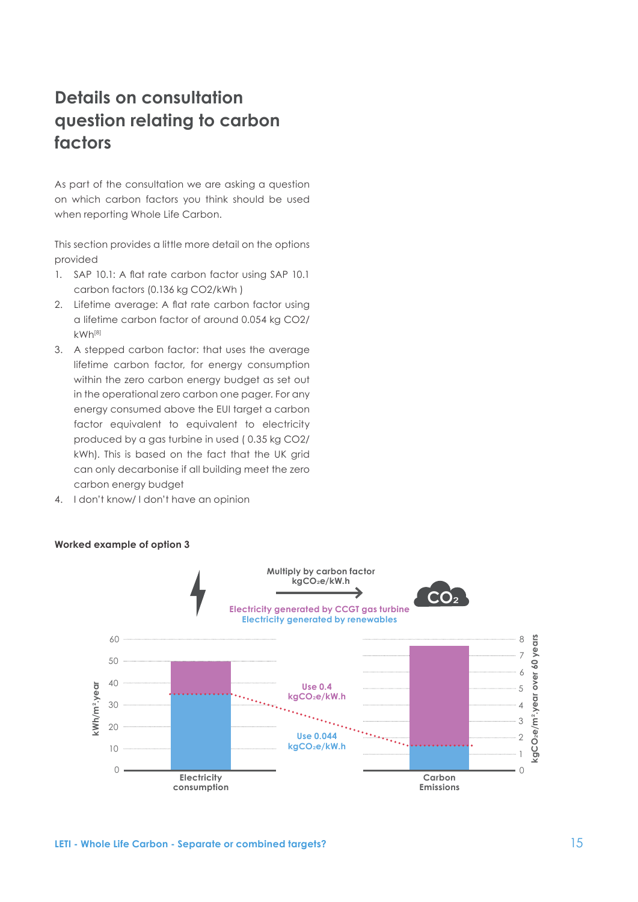# Details on consultation question relating to carbon factors

As part of the consultation we are asking a question on which carbon factors you think should be used when reporting Whole Life Carbon.

This section provides a little more detail on the options provided

1. SAP 10.1: A flat rate carbon factor using SAP 10.1 carbon factors (0.136 kg CO2/kWh )
2. Lifetime average: A flat rate carbon factor using a lifetime carbon factor of around 0.054 kg CO2/ kWh[8]
3. A stepped carbon factor: that uses the average lifetime carbon factor, for energy consumption within the zero carbon energy budget as set out in the operational zero carbon one pager. For any energy consumed above the EUI target a carbon factor equivalent to equivalent to electricity produced by a gas turbine in used ( 0.35 kg CO2/ kWh). This is based on the fact that the UK grid can only decarbonise if all building meet the zero carbon energy budget
4. I don't know/ I don't have an opinion

**Worked example of option 3**

Multiply by carbon factor $kgCO_2e/kW.h$

Electricity generated by CCGT gas turbine
Electricity generated by renewables

Use 0.4 $kgCO_2e/kW.h$

Use 0.044 $kgCO_2e/kW.h$

Electricity consumption ($kWh/m^2.year$)

Carbon Emissions ($kgCO_2e/m^2.year$ over 60 years)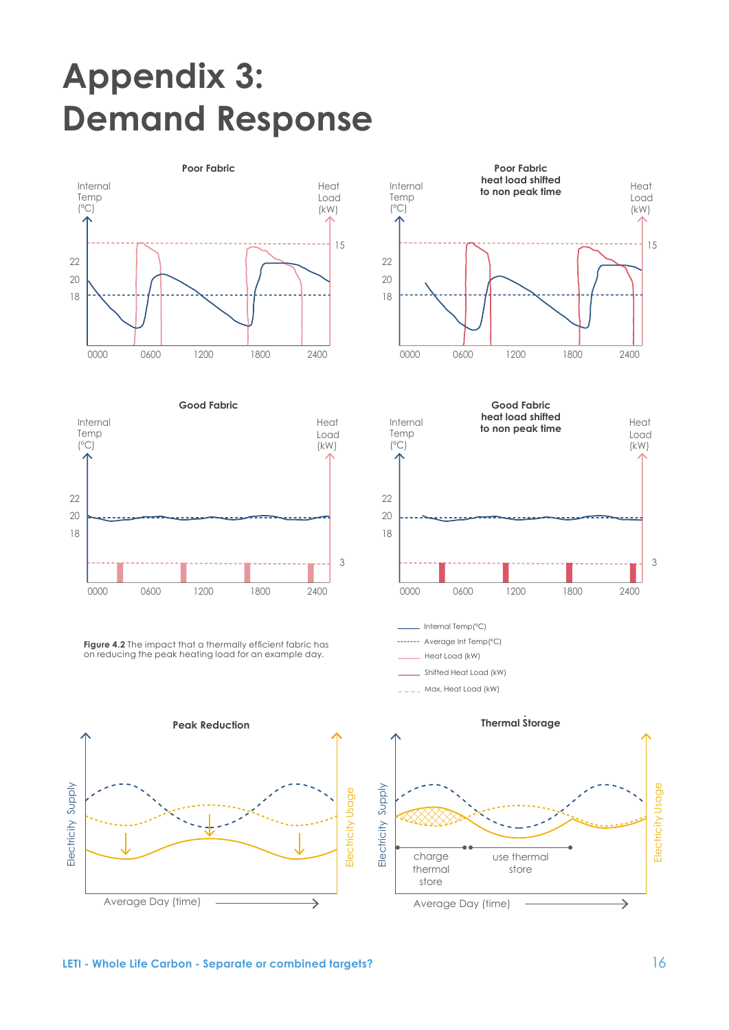# Appendix 3: Demand Response

Poor Fabric

Internal Temp (°C)

Heat Load (kW)

Poor Fabric heat load shifted to non peak time

Good Fabric

Good Fabric heat load shifted to non peak time

**Figure 4.2** The impact that a thermally efficient fabric has on reducing the peak heating load for an example day.

- Internal Temp(°C)
- Average Int Temp(°C)
- Heat Load (kW)
- Shifted Heat Load (kW)
- Max. Heat Load (kW)

Peak Reduction

Thermal Storage

Electricity Supply

Electricity Usage

charge thermal store

use thermal store

Average Day (time)

LETI - Whole Life Carbon - Separate or combined targets?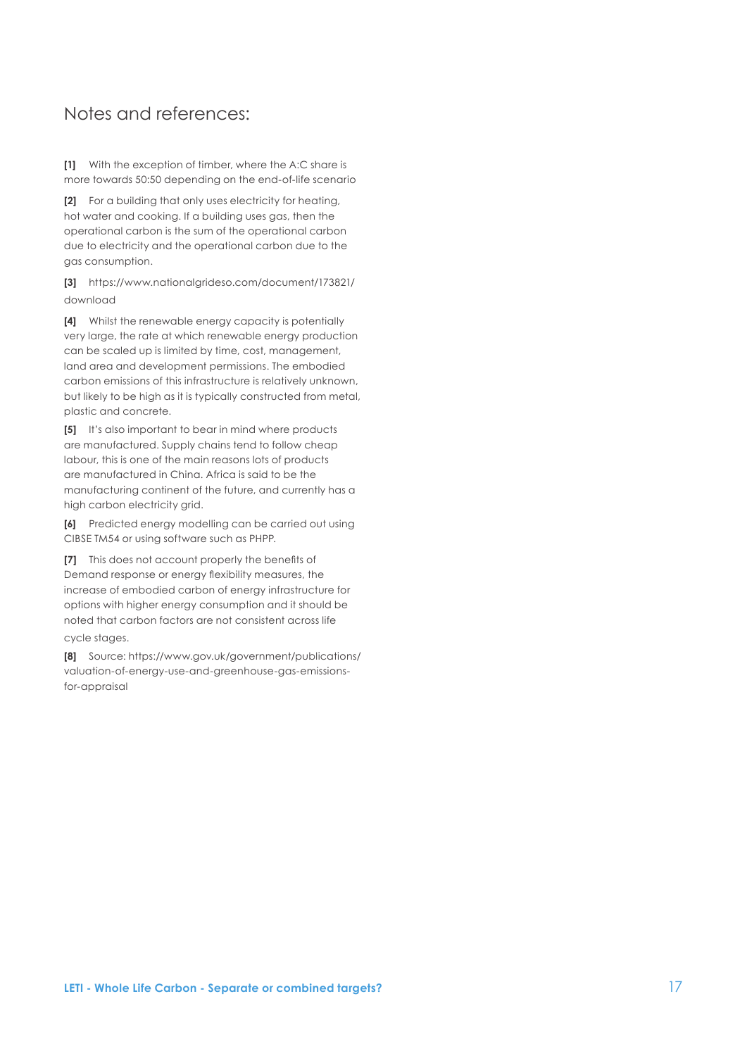## Notes and references:

**[1]** With the exception of timber, where the A:C share is more towards 50:50 depending on the end-of-life scenario

**[2]** For a building that only uses electricity for heating, hot water and cooking. If a building uses gas, then the operational carbon is the sum of the operational carbon due to electricity and the operational carbon due to the gas consumption.

**[3]** https://www.nationalgrideso.com/document/173821/download

**[4]** Whilst the renewable energy capacity is potentially very large, the rate at which renewable energy production can be scaled up is limited by time, cost, management, land area and development permissions. The embodied carbon emissions of this infrastructure is relatively unknown, but likely to be high as it is typically constructed from metal, plastic and concrete.

**[5]** It's also important to bear in mind where products are manufactured. Supply chains tend to follow cheap labour, this is one of the main reasons lots of products are manufactured in China. Africa is said to be the manufacturing continent of the future, and currently has a high carbon electricity grid.

**[6]** Predicted energy modelling can be carried out using CIBSE TM54 or using software such as PHPP.

**[7]** This does not account properly the benefits of Demand response or energy flexibility measures, the increase of embodied carbon of energy infrastructure for options with higher energy consumption and it should be noted that carbon factors are not consistent across life cycle stages.

**[8]** Source: https://www.gov.uk/government/publications/valuation-of-energy-use-and-greenhouse-gas-emissions-for-appraisal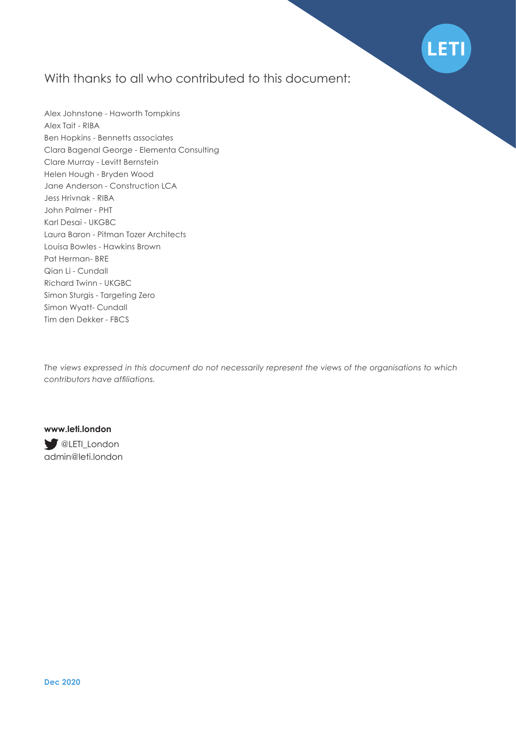LETI

## With thanks to all who contributed to this document:

Alex Johnstone - Haworth Tompkins
Alex Tait - RIBA
Ben Hopkins - Bennetts associates
Clara Bagenal George - Elementa Consulting
Clare Murray - Levitt Bernstein
Helen Hough - Bryden Wood
Jane Anderson - Construction LCA
Jess Hrivnak - RIBA
John Palmer - PHT
Karl Desai - UKGBC
Laura Baron - Pitman Tozer Architects
Louisa Bowles - Hawkins Brown
Pat Herman- BRE
Qian Li - Cundall
Richard Twinn - UKGBC
Simon Sturgis - Targeting Zero
Simon Wyatt- Cundall
Tim den Dekker - FBCS

*The views expressed in this document do not necessarily represent the views of the organisations to which contributors have affiliations.*

**www.leti.london**
@LETI_London
admin@leti.london

**Dec 2020**